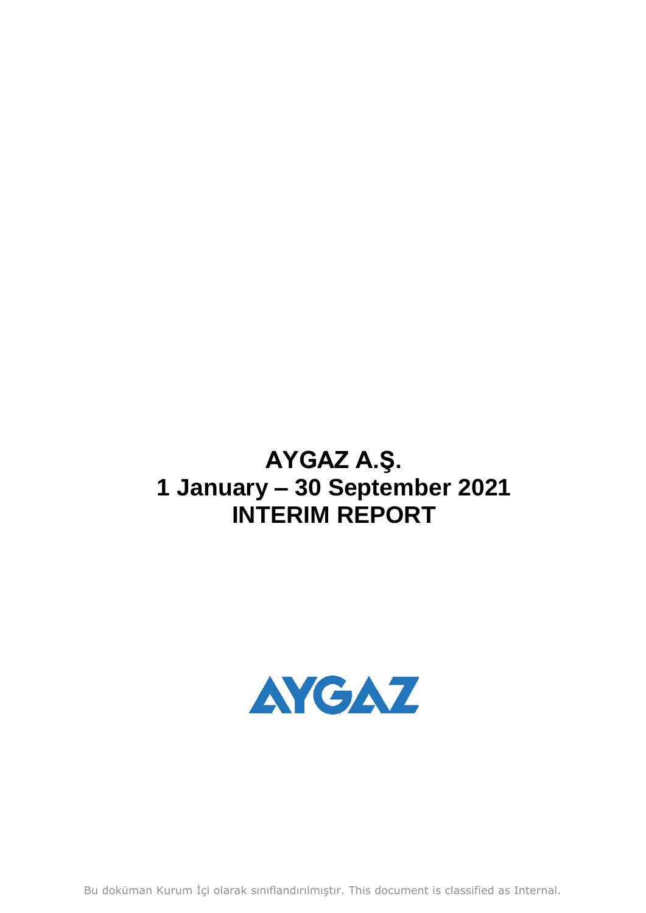# AYGAZ A.Ş.
# 1 January – 30 September 2021
# INTERIM REPORT

Bu doküman Kurum İçi olarak sınıflandırılmıştır. This document is classified as Internal.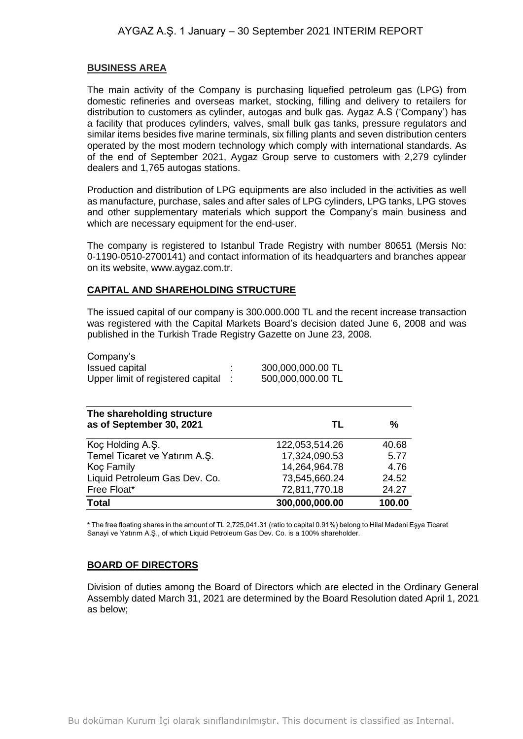## BUSINESS AREA

The main activity of the Company is purchasing liquefied petroleum gas (LPG) from domestic refineries and overseas market, stocking, filling and delivery to retailers for distribution to customers as cylinder, autogas and bulk gas. Aygaz A.S ('Company') has a facility that produces cylinders, valves, small bulk gas tanks, pressure regulators and similar items besides five marine terminals, six filling plants and seven distribution centers operated by the most modern technology which comply with international standards. As of the end of September 2021, Aygaz Group serve to customers with 2,279 cylinder dealers and 1,765 autogas stations.

Production and distribution of LPG equipments are also included in the activities as well as manufacture, purchase, sales and after sales of LPG cylinders, LPG tanks, LPG stoves and other supplementary materials which support the Company's main business and which are necessary equipment for the end-user.

The company is registered to Istanbul Trade Registry with number 80651 (Mersis No: 0-1190-0510-2700141) and contact information of its headquarters and branches appear on its website, www.aygaz.com.tr.

## CAPITAL AND SHAREHOLDING STRUCTURE

The issued capital of our company is 300.000.000 TL and the recent increase transaction was registered with the Capital Markets Board's decision dated June 6, 2008 and was published in the Turkish Trade Registry Gazette on June 23, 2008.

Company's

| | | |
|---|---|---|
| Issued capital | : | 300,000,000.00 TL |
| Upper limit of registered capital | : | 500,000,000.00 TL |

| The shareholding structure as of September 30, 2021 | TL | % |
|---|---|---|
| Koç Holding A.Ş. | 122,053,514.26 | 40.68 |
| Temel Ticaret ve Yatırım A.Ş. | 17,324,090.53 | 5.77 |
| Koç Family | 14,264,964.78 | 4.76 |
| Liquid Petroleum Gas Dev. Co. | 73,545,660.24 | 24.52 |
| Free Float* | 72,811,770.18 | 24.27 |
| **Total** | **300,000,000.00** | **100.00** |

* The free floating shares in the amount of TL 2,725,041.31 (ratio to capital 0.91%) belong to Hilal Madeni Eşya Ticaret Sanayi ve Yatırım A.Ş., of which Liquid Petroleum Gas Dev. Co. is a 100% shareholder.

## BOARD OF DIRECTORS

Division of duties among the Board of Directors which are elected in the Ordinary General Assembly dated March 31, 2021 are determined by the Board Resolution dated April 1, 2021 as below;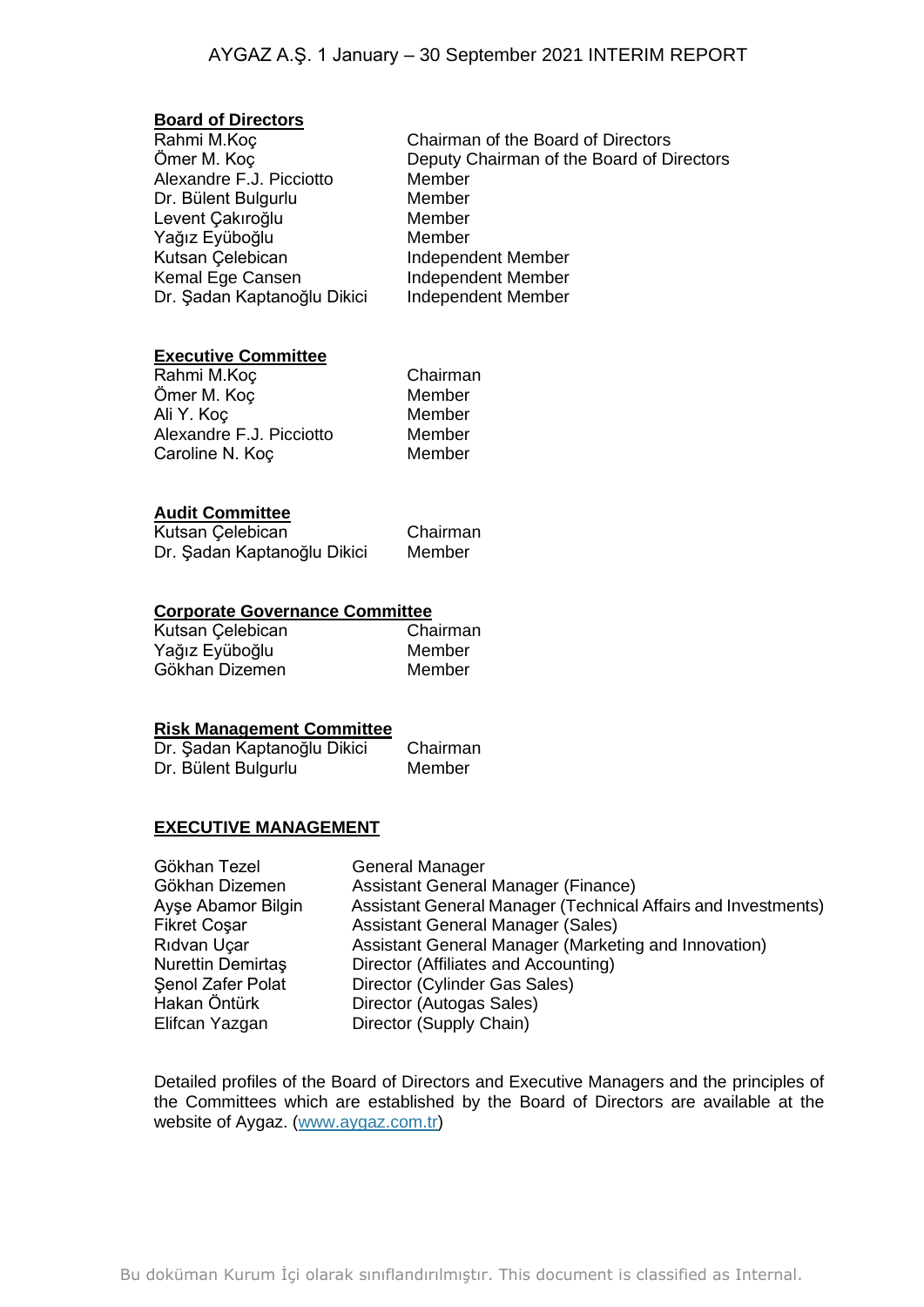## Board of Directors

| | |
|---|---|
| Rahmi M.Koç | Chairman of the Board of Directors |
| Ömer M. Koç | Deputy Chairman of the Board of Directors |
| Alexandre F.J. Picciotto | Member |
| Dr. Bülent Bulgurlu | Member |
| Levent Çakıroğlu | Member |
| Yağız Eyüboğlu | Member |
| Kutsan Çelebican | Independent Member |
| Kemal Ege Cansen | Independent Member |
| Dr. Şadan Kaptanoğlu Dikici | Independent Member |

## Executive Committee

| | |
|---|---|
| Rahmi M.Koç | Chairman |
| Ömer M. Koç | Member |
| Ali Y. Koç | Member |
| Alexandre F.J. Picciotto | Member |
| Caroline N. Koç | Member |

## Audit Committee

| | |
|---|---|
| Kutsan Çelebican | Chairman |
| Dr. Şadan Kaptanoğlu Dikici | Member |

## Corporate Governance Committee

| | |
|---|---|
| Kutsan Çelebican | Chairman |
| Yağız Eyüboğlu | Member |
| Gökhan Dizemen | Member |

## Risk Management Committee

| | |
|---|---|
| Dr. Şadan Kaptanoğlu Dikici | Chairman |
| Dr. Bülent Bulgurlu | Member |

## EXECUTIVE MANAGEMENT

| | |
|---|---|
| Gökhan Tezel | General Manager |
| Gökhan Dizemen | Assistant General Manager (Finance) |
| Ayşe Abamor Bilgin | Assistant General Manager (Technical Affairs and Investments) |
| Fikret Coşar | Assistant General Manager (Sales) |
| Rıdvan Uçar | Assistant General Manager (Marketing and Innovation) |
| Nurettin Demirtaş | Director (Affiliates and Accounting) |
| Şenol Zafer Polat | Director (Cylinder Gas Sales) |
| Hakan Öntürk | Director (Autogas Sales) |
| Elifcan Yazgan | Director (Supply Chain) |

Detailed profiles of the Board of Directors and Executive Managers and the principles of the Committees which are established by the Board of Directors are available at the website of Aygaz. (www.aygaz.com.tr)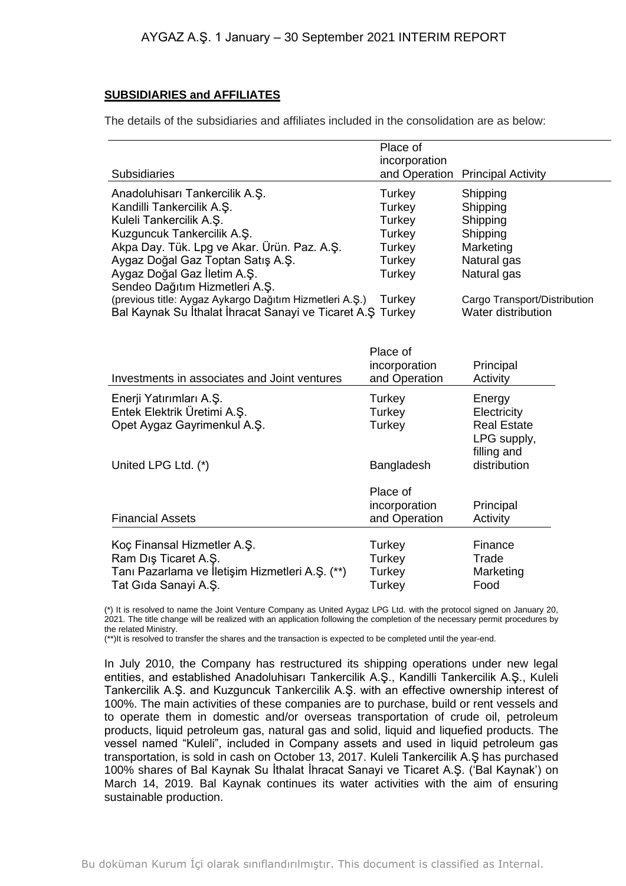## SUBSIDIARIES and AFFILIATES

The details of the subsidiaries and affiliates included in the consolidation are as below:

| Subsidiaries | Place of incorporation and Operation | Principal Activity |
|---|---|---|
| Anadoluhisarı Tankercilik A.Ş. | Turkey | Shipping |
| Kandilli Tankercilik A.Ş. | Turkey | Shipping |
| Kuleli Tankercilik A.Ş. | Turkey | Shipping |
| Kuzguncuk Tankercilik A.Ş. | Turkey | Shipping |
| Akpa Day. Tük. Lpg ve Akar. Ürün. Paz. A.Ş. | Turkey | Marketing |
| Aygaz Doğal Gaz Toptan Satış A.Ş. | Turkey | Natural gas |
| Aygaz Doğal Gaz İletim A.Ş. | Turkey | Natural gas |
| Sendeo Dağıtım Hizmetleri A.Ş. (previous title: Aygaz Aykargo Dağıtım Hizmetleri A.Ş.) | Turkey | Cargo Transport/Distribution |
| Bal Kaynak Su İthalat İhracat Sanayi ve Ticaret A.Ş | Turkey | Water distribution |

| Investments in associates and Joint ventures | Place of incorporation and Operation | Principal Activity |
|---|---|---|
| Enerji Yatırımları A.Ş. | Turkey | Energy |
| Entek Elektrik Üretimi A.Ş. | Turkey | Electricity |
| Opet Aygaz Gayrimenkul A.Ş. | Turkey | Real Estate |
| United LPG Ltd. (*) | Bangladesh | LPG supply, filling and distribution |

| Financial Assets | Place of incorporation and Operation | Principal Activity |
|---|---|---|
| Koç Finansal Hizmetler A.Ş. | Turkey | Finance |
| Ram Dış Ticaret A.Ş. | Turkey | Trade |
| Tanı Pazarlama ve İletişim Hizmetleri A.Ş. (**) | Turkey | Marketing |
| Tat Gıda Sanayi A.Ş. | Turkey | Food |

(*) It is resolved to name the Joint Venture Company as United Aygaz LPG Ltd. with the protocol signed on January 20, 2021. The title change will be realized with an application following the completion of the necessary permit procedures by the related Ministry.
(**)It is resolved to transfer the shares and the transaction is expected to be completed until the year-end.

In July 2010, the Company has restructured its shipping operations under new legal entities, and established Anadoluhisarı Tankercilik A.Ş., Kandilli Tankercilik A.Ş., Kuleli Tankercilik A.Ş. and Kuzguncuk Tankercilik A.Ş. with an effective ownership interest of 100%. The main activities of these companies are to purchase, build or rent vessels and to operate them in domestic and/or overseas transportation of crude oil, petroleum products, liquid petroleum gas, natural gas and solid, liquid and liquefied products. The vessel named "Kuleli", included in Company assets and used in liquid petroleum gas transportation, is sold in cash on October 13, 2017. Kuleli Tankercilik A.Ş has purchased 100% shares of Bal Kaynak Su İthalat İhracat Sanayi ve Ticaret A.Ş. ('Bal Kaynak') on March 14, 2019. Bal Kaynak continues its water activities with the aim of ensuring sustainable production.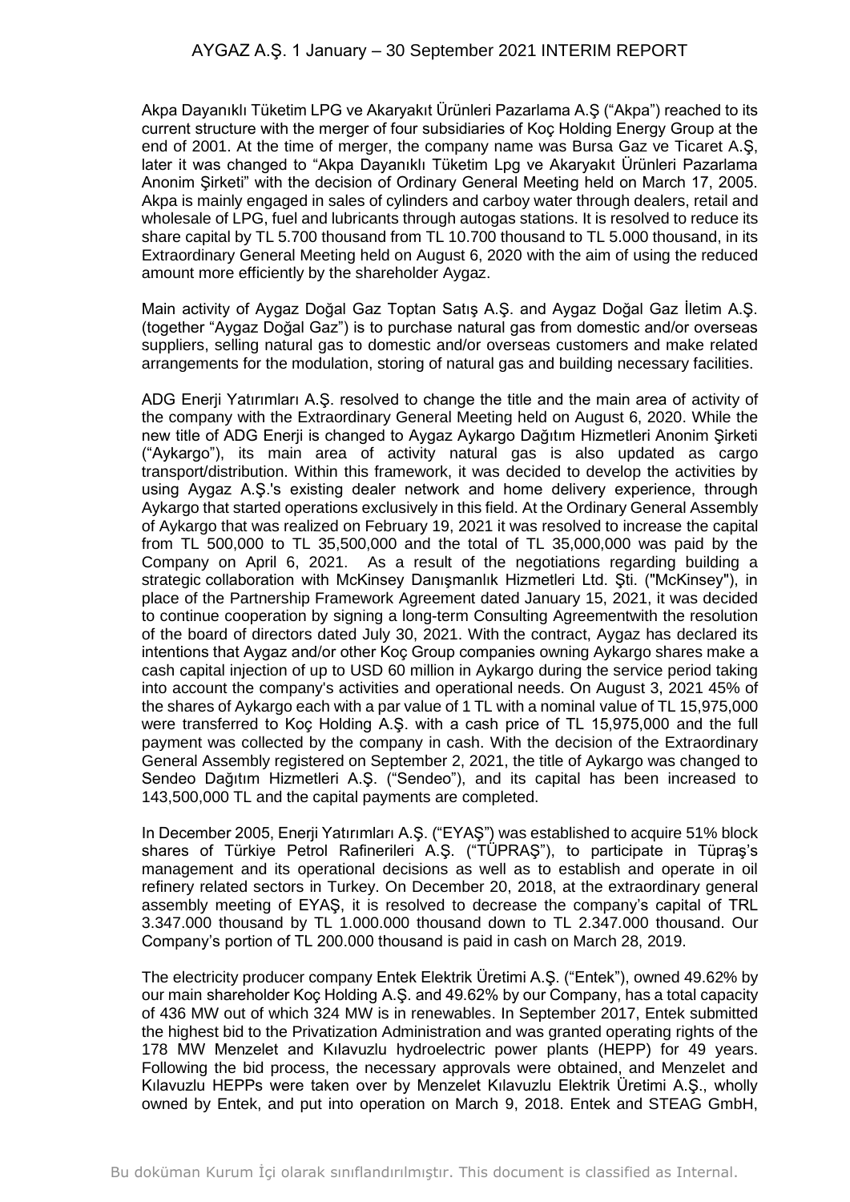Akpa Dayanıklı Tüketim LPG ve Akaryakıt Ürünleri Pazarlama A.Ş ("Akpa") reached to its current structure with the merger of four subsidiaries of Koç Holding Energy Group at the end of 2001. At the time of merger, the company name was Bursa Gaz ve Ticaret A.Ş, later it was changed to "Akpa Dayanıklı Tüketim Lpg ve Akaryakıt Ürünleri Pazarlama Anonim Şirketi" with the decision of Ordinary General Meeting held on March 17, 2005. Akpa is mainly engaged in sales of cylinders and carboy water through dealers, retail and wholesale of LPG, fuel and lubricants through autogas stations. It is resolved to reduce its share capital by TL 5.700 thousand from TL 10.700 thousand to TL 5.000 thousand, in its Extraordinary General Meeting held on August 6, 2020 with the aim of using the reduced amount more efficiently by the shareholder Aygaz.

Main activity of Aygaz Doğal Gaz Toptan Satış A.Ş. and Aygaz Doğal Gaz İletim A.Ş. (together "Aygaz Doğal Gaz") is to purchase natural gas from domestic and/or overseas suppliers, selling natural gas to domestic and/or overseas customers and make related arrangements for the modulation, storing of natural gas and building necessary facilities.

ADG Enerji Yatırımları A.Ş. resolved to change the title and the main area of activity of the company with the Extraordinary General Meeting held on August 6, 2020. While the new title of ADG Enerji is changed to Aygaz Aykargo Dağıtım Hizmetleri Anonim Şirketi ("Aykargo"), its main area of activity natural gas is also updated as cargo transport/distribution. Within this framework, it was decided to develop the activities by using Aygaz A.Ş.'s existing dealer network and home delivery experience, through Aykargo that started operations exclusively in this field. At the Ordinary General Assembly of Aykargo that was realized on February 19, 2021 it was resolved to increase the capital from TL 500,000 to TL 35,500,000 and the total of TL 35,000,000 was paid by the Company on April 6, 2021. As a result of the negotiations regarding building a strategic collaboration with McKinsey Danışmanlık Hizmetleri Ltd. Şti. ("McKinsey"), in place of the Partnership Framework Agreement dated January 15, 2021, it was decided to continue cooperation by signing a long-term Consulting Agreementwith the resolution of the board of directors dated July 30, 2021. With the contract, Aygaz has declared its intentions that Aygaz and/or other Koç Group companies owning Aykargo shares make a cash capital injection of up to USD 60 million in Aykargo during the service period taking into account the company's activities and operational needs. On August 3, 2021 45% of the shares of Aykargo each with a par value of 1 TL with a nominal value of TL 15,975,000 were transferred to Koç Holding A.Ş. with a cash price of TL 15,975,000 and the full payment was collected by the company in cash. With the decision of the Extraordinary General Assembly registered on September 2, 2021, the title of Aykargo was changed to Sendeo Dağıtım Hizmetleri A.Ş. ("Sendeo"), and its capital has been increased to 143,500,000 TL and the capital payments are completed.

In December 2005, Enerji Yatırımları A.Ş. ("EYAŞ") was established to acquire 51% block shares of Türkiye Petrol Rafinerileri A.Ş. ("TÜPRAŞ"), to participate in Tüpraş's management and its operational decisions as well as to establish and operate in oil refinery related sectors in Turkey. On December 20, 2018, at the extraordinary general assembly meeting of EYAŞ, it is resolved to decrease the company's capital of TRL 3.347.000 thousand by TL 1.000.000 thousand down to TL 2.347.000 thousand. Our Company's portion of TL 200.000 thousand is paid in cash on March 28, 2019.

The electricity producer company Entek Elektrik Üretimi A.Ş. ("Entek"), owned 49.62% by our main shareholder Koç Holding A.Ş. and 49.62% by our Company, has a total capacity of 436 MW out of which 324 MW is in renewables. In September 2017, Entek submitted the highest bid to the Privatization Administration and was granted operating rights of the 178 MW Menzelet and Kılavuzlu hydroelectric power plants (HEPP) for 49 years. Following the bid process, the necessary approvals were obtained, and Menzelet and Kılavuzlu HEPPs were taken over by Menzelet Kılavuzlu Elektrik Üretimi A.Ş., wholly owned by Entek, and put into operation on March 9, 2018. Entek and STEAG GmbH,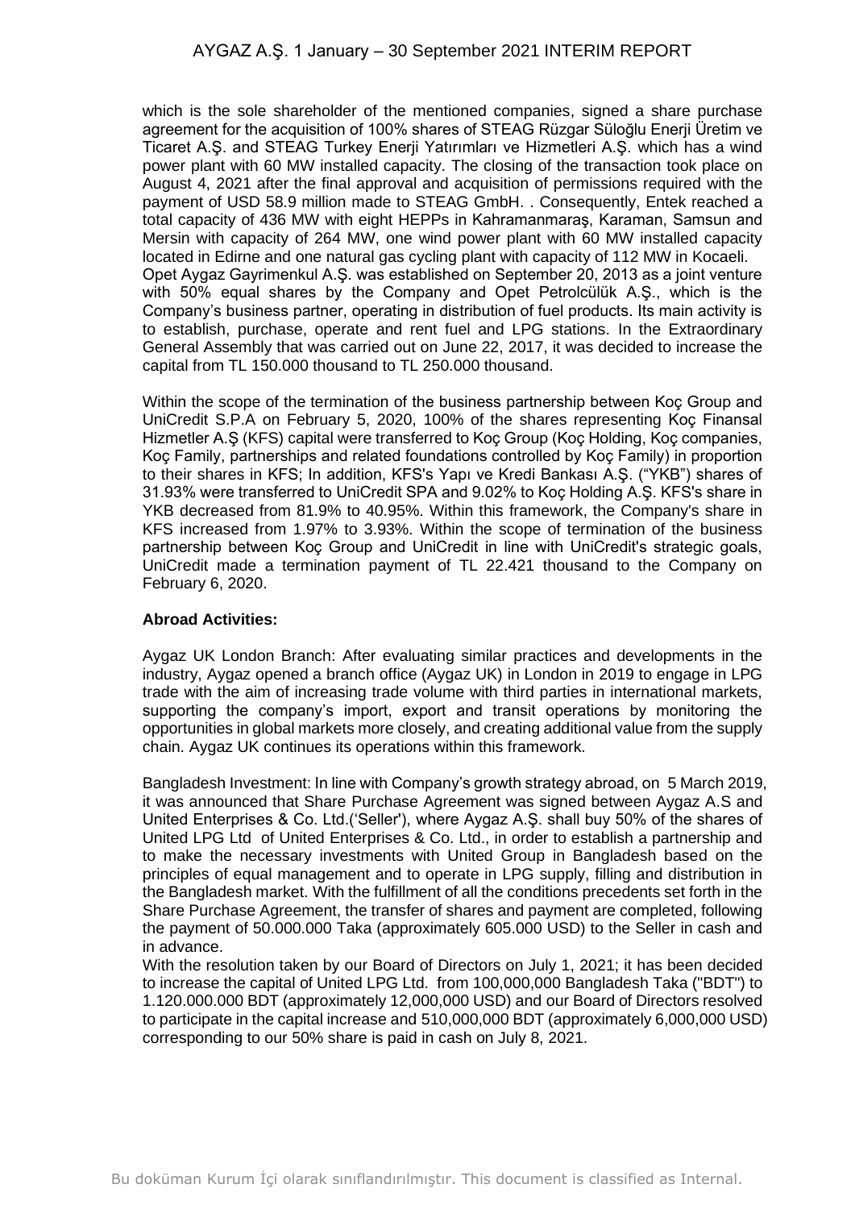which is the sole shareholder of the mentioned companies, signed a share purchase agreement for the acquisition of 100% shares of STEAG Rüzgar Süloğlu Enerji Üretim ve Ticaret A.Ş. and STEAG Turkey Enerji Yatırımları ve Hizmetleri A.Ş. which has a wind power plant with 60 MW installed capacity. The closing of the transaction took place on August 4, 2021 after the final approval and acquisition of permissions required with the payment of USD 58.9 million made to STEAG GmbH. . Consequently, Entek reached a total capacity of 436 MW with eight HEPPs in Kahramanmaraş, Karaman, Samsun and Mersin with capacity of 264 MW, one wind power plant with 60 MW installed capacity located in Edirne and one natural gas cycling plant with capacity of 112 MW in Kocaeli.
Opet Aygaz Gayrimenkul A.Ş. was established on September 20, 2013 as a joint venture with 50% equal shares by the Company and Opet Petrolcülük A.Ş., which is the Company's business partner, operating in distribution of fuel products. Its main activity is to establish, purchase, operate and rent fuel and LPG stations. In the Extraordinary General Assembly that was carried out on June 22, 2017, it was decided to increase the capital from TL 150.000 thousand to TL 250.000 thousand.

Within the scope of the termination of the business partnership between Koç Group and UniCredit S.P.A on February 5, 2020, 100% of the shares representing Koç Finansal Hizmetler A.Ş (KFS) capital were transferred to Koç Group (Koç Holding, Koç companies, Koç Family, partnerships and related foundations controlled by Koç Family) in proportion to their shares in KFS; In addition, KFS's Yapı ve Kredi Bankası A.Ş. ("YKB") shares of 31.93% were transferred to UniCredit SPA and 9.02% to Koç Holding A.Ş. KFS's share in YKB decreased from 81.9% to 40.95%. Within this framework, the Company's share in KFS increased from 1.97% to 3.93%. Within the scope of termination of the business partnership between Koç Group and UniCredit in line with UniCredit's strategic goals, UniCredit made a termination payment of TL 22.421 thousand to the Company on February 6, 2020.

**Abroad Activities:**

Aygaz UK London Branch: After evaluating similar practices and developments in the industry, Aygaz opened a branch office (Aygaz UK) in London in 2019 to engage in LPG trade with the aim of increasing trade volume with third parties in international markets, supporting the company's import, export and transit operations by monitoring the opportunities in global markets more closely, and creating additional value from the supply chain. Aygaz UK continues its operations within this framework.

Bangladesh Investment: In line with Company's growth strategy abroad, on 5 March 2019, it was announced that Share Purchase Agreement was signed between Aygaz A.S and United Enterprises & Co. Ltd.('Seller'), where Aygaz A.Ş. shall buy 50% of the shares of United LPG Ltd of United Enterprises & Co. Ltd., in order to establish a partnership and to make the necessary investments with United Group in Bangladesh based on the principles of equal management and to operate in LPG supply, filling and distribution in the Bangladesh market. With the fulfillment of all the conditions precedents set forth in the Share Purchase Agreement, the transfer of shares and payment are completed, following the payment of 50.000.000 Taka (approximately 605.000 USD) to the Seller in cash and in advance.
With the resolution taken by our Board of Directors on July 1, 2021; it has been decided to increase the capital of United LPG Ltd. from 100,000,000 Bangladesh Taka ("BDT") to 1.120.000.000 BDT (approximately 12,000,000 USD) and our Board of Directors resolved to participate in the capital increase and 510,000,000 BDT (approximately 6,000,000 USD) corresponding to our 50% share is paid in cash on July 8, 2021.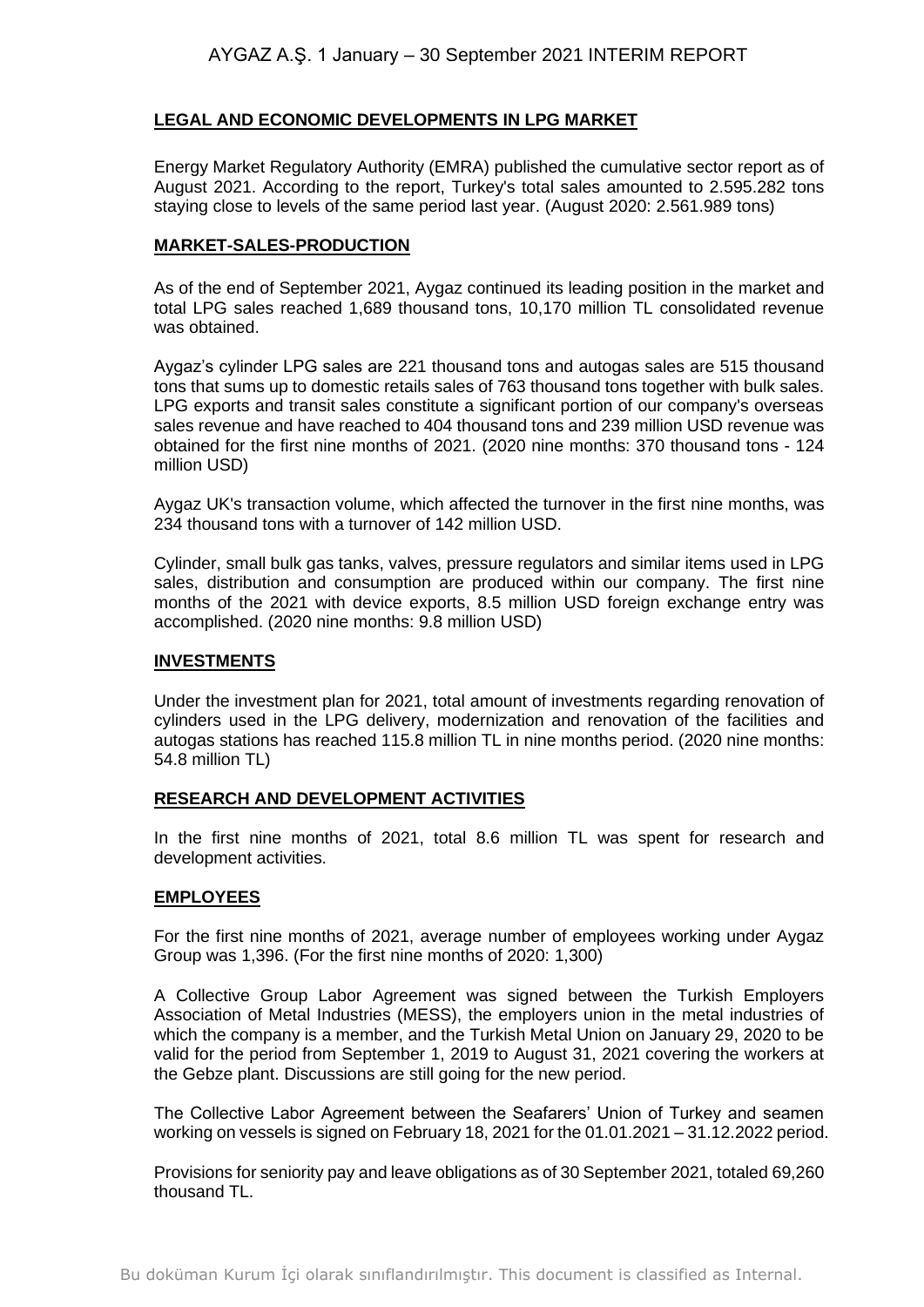## LEGAL AND ECONOMIC DEVELOPMENTS IN LPG MARKET

Energy Market Regulatory Authority (EMRA) published the cumulative sector report as of August 2021. According to the report, Turkey's total sales amounted to 2.595.282 tons staying close to levels of the same period last year. (August 2020: 2.561.989 tons)

## MARKET-SALES-PRODUCTION

As of the end of September 2021, Aygaz continued its leading position in the market and total LPG sales reached 1,689 thousand tons, 10,170 million TL consolidated revenue was obtained.

Aygaz's cylinder LPG sales are 221 thousand tons and autogas sales are 515 thousand tons that sums up to domestic retails sales of 763 thousand tons together with bulk sales. LPG exports and transit sales constitute a significant portion of our company's overseas sales revenue and have reached to 404 thousand tons and 239 million USD revenue was obtained for the first nine months of 2021. (2020 nine months: 370 thousand tons - 124 million USD)

Aygaz UK's transaction volume, which affected the turnover in the first nine months, was 234 thousand tons with a turnover of 142 million USD.

Cylinder, small bulk gas tanks, valves, pressure regulators and similar items used in LPG sales, distribution and consumption are produced within our company. The first nine months of the 2021 with device exports, 8.5 million USD foreign exchange entry was accomplished. (2020 nine months: 9.8 million USD)

## INVESTMENTS

Under the investment plan for 2021, total amount of investments regarding renovation of cylinders used in the LPG delivery, modernization and renovation of the facilities and autogas stations has reached 115.8 million TL in nine months period. (2020 nine months: 54.8 million TL)

## RESEARCH AND DEVELOPMENT ACTIVITIES

In the first nine months of 2021, total 8.6 million TL was spent for research and development activities.

## EMPLOYEES

For the first nine months of 2021, average number of employees working under Aygaz Group was 1,396. (For the first nine months of 2020: 1,300)

A Collective Group Labor Agreement was signed between the Turkish Employers Association of Metal Industries (MESS), the employers union in the metal industries of which the company is a member, and the Turkish Metal Union on January 29, 2020 to be valid for the period from September 1, 2019 to August 31, 2021 covering the workers at the Gebze plant. Discussions are still going for the new period.

The Collective Labor Agreement between the Seafarers' Union of Turkey and seamen working on vessels is signed on February 18, 2021 for the 01.01.2021 – 31.12.2022 period.

Provisions for seniority pay and leave obligations as of 30 September 2021, totaled 69,260 thousand TL.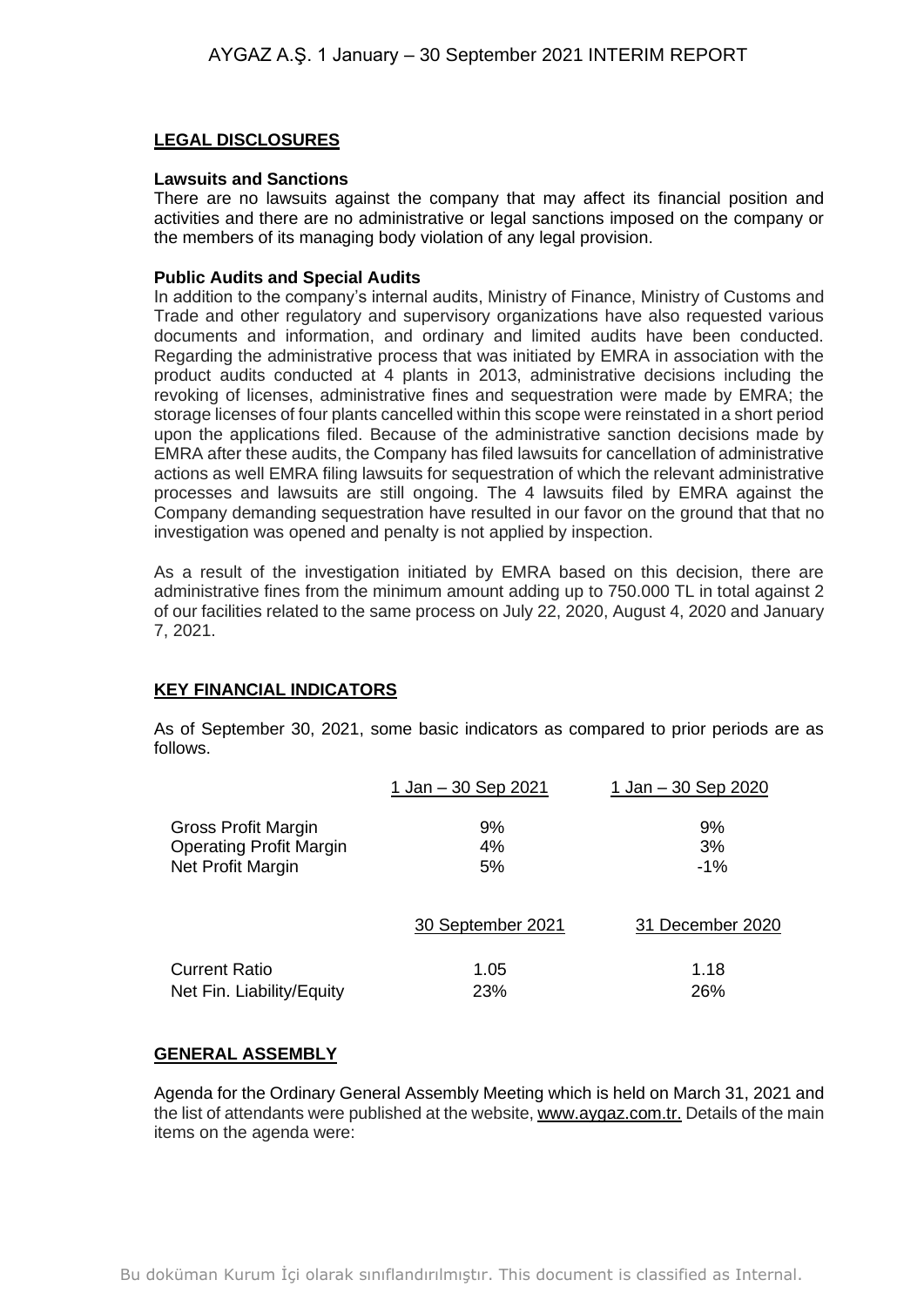## LEGAL DISCLOSURES

### Lawsuits and Sanctions

There are no lawsuits against the company that may affect its financial position and activities and there are no administrative or legal sanctions imposed on the company or the members of its managing body violation of any legal provision.

### Public Audits and Special Audits

In addition to the company's internal audits, Ministry of Finance, Ministry of Customs and Trade and other regulatory and supervisory organizations have also requested various documents and information, and ordinary and limited audits have been conducted. Regarding the administrative process that was initiated by EMRA in association with the product audits conducted at 4 plants in 2013, administrative decisions including the revoking of licenses, administrative fines and sequestration were made by EMRA; the storage licenses of four plants cancelled within this scope were reinstated in a short period upon the applications filed. Because of the administrative sanction decisions made by EMRA after these audits, the Company has filed lawsuits for cancellation of administrative actions as well EMRA filing lawsuits for sequestration of which the relevant administrative processes and lawsuits are still ongoing. The 4 lawsuits filed by EMRA against the Company demanding sequestration have resulted in our favor on the ground that that no investigation was opened and penalty is not applied by inspection.

As a result of the investigation initiated by EMRA based on this decision, there are administrative fines from the minimum amount adding up to 750.000 TL in total against 2 of our facilities related to the same process on July 22, 2020, August 4, 2020 and January 7, 2021.

## KEY FINANCIAL INDICATORS

As of September 30, 2021, some basic indicators as compared to prior periods are as follows.

| | 1 Jan – 30 Sep 2021 | 1 Jan – 30 Sep 2020 |
|---|---|---|
| Gross Profit Margin | 9% | 9% |
| Operating Profit Margin | 4% | 3% |
| Net Profit Margin | 5% | -1% |

| | 30 September 2021 | 31 December 2020 |
|---|---|---|
| Current Ratio | 1.05 | 1.18 |
| Net Fin. Liability/Equity | 23% | 26% |

## GENERAL ASSEMBLY

Agenda for the Ordinary General Assembly Meeting which is held on March 31, 2021 and the list of attendants were published at the website, www.aygaz.com.tr. Details of the main items on the agenda were: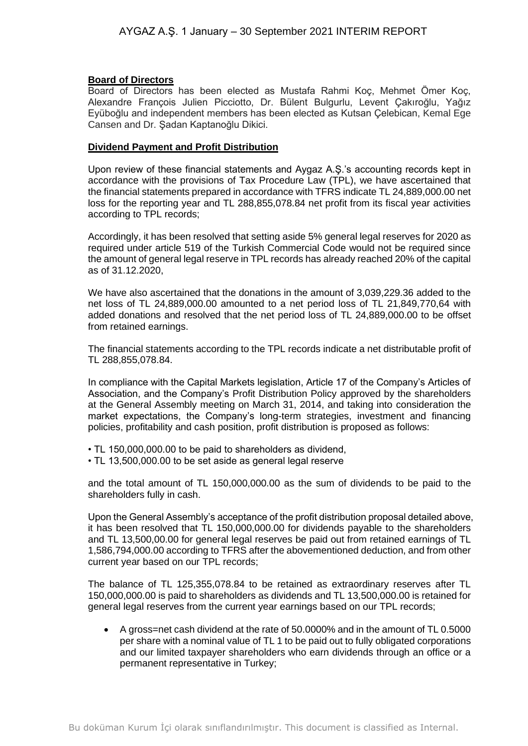**Board of Directors**

Board of Directors has been elected as Mustafa Rahmi Koç, Mehmet Ömer Koç, Alexandre François Julien Picciotto, Dr. Bülent Bulgurlu, Levent Çakıroğlu, Yağız Eyüboğlu and independent members has been elected as Kutsan Çelebican, Kemal Ege Cansen and Dr. Şadan Kaptanoğlu Dikici.

**Dividend Payment and Profit Distribution**

Upon review of these financial statements and Aygaz A.Ş.'s accounting records kept in accordance with the provisions of Tax Procedure Law (TPL), we have ascertained that the financial statements prepared in accordance with TFRS indicate TL 24,889,000.00 net loss for the reporting year and TL 288,855,078.84 net profit from its fiscal year activities according to TPL records;

Accordingly, it has been resolved that setting aside 5% general legal reserves for 2020 as required under article 519 of the Turkish Commercial Code would not be required since the amount of general legal reserve in TPL records has already reached 20% of the capital as of 31.12.2020,

We have also ascertained that the donations in the amount of 3,039,229.36 added to the net loss of TL 24,889,000.00 amounted to a net period loss of TL 21,849,770,64 with added donations and resolved that the net period loss of TL 24,889,000.00 to be offset from retained earnings.

The financial statements according to the TPL records indicate a net distributable profit of TL 288,855,078.84.

In compliance with the Capital Markets legislation, Article 17 of the Company's Articles of Association, and the Company's Profit Distribution Policy approved by the shareholders at the General Assembly meeting on March 31, 2014, and taking into consideration the market expectations, the Company's long-term strategies, investment and financing policies, profitability and cash position, profit distribution is proposed as follows:

- TL 150,000,000.00 to be paid to shareholders as dividend,
- TL 13,500,000.00 to be set aside as general legal reserve

and the total amount of TL 150,000,000.00 as the sum of dividends to be paid to the shareholders fully in cash.

Upon the General Assembly's acceptance of the profit distribution proposal detailed above, it has been resolved that TL 150,000,000.00 for dividends payable to the shareholders and TL 13,500,00.00 for general legal reserves be paid out from retained earnings of TL 1,586,794,000.00 according to TFRS after the abovementioned deduction, and from other current year based on our TPL records;

The balance of TL 125,355,078.84 to be retained as extraordinary reserves after TL 150,000,000.00 is paid to shareholders as dividends and TL 13,500,000.00 is retained for general legal reserves from the current year earnings based on our TPL records;

- A gross=net cash dividend at the rate of 50.0000% and in the amount of TL 0.5000 per share with a nominal value of TL 1 to be paid out to fully obligated corporations and our limited taxpayer shareholders who earn dividends through an office or a permanent representative in Turkey;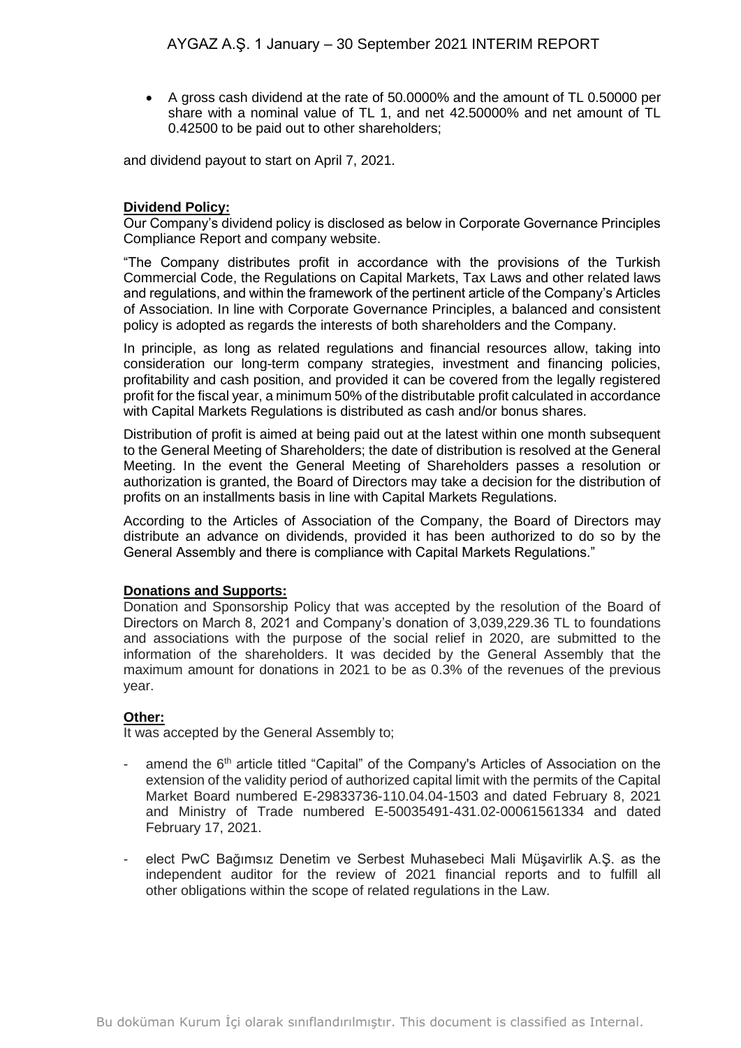- A gross cash dividend at the rate of 50.0000% and the amount of TL 0.50000 per share with a nominal value of TL 1, and net 42.50000% and net amount of TL 0.42500 to be paid out to other shareholders;

and dividend payout to start on April 7, 2021.

**Dividend Policy:**

Our Company's dividend policy is disclosed as below in Corporate Governance Principles Compliance Report and company website.

"The Company distributes profit in accordance with the provisions of the Turkish Commercial Code, the Regulations on Capital Markets, Tax Laws and other related laws and regulations, and within the framework of the pertinent article of the Company's Articles of Association. In line with Corporate Governance Principles, a balanced and consistent policy is adopted as regards the interests of both shareholders and the Company.

In principle, as long as related regulations and financial resources allow, taking into consideration our long-term company strategies, investment and financing policies, profitability and cash position, and provided it can be covered from the legally registered profit for the fiscal year, a minimum 50% of the distributable profit calculated in accordance with Capital Markets Regulations is distributed as cash and/or bonus shares.

Distribution of profit is aimed at being paid out at the latest within one month subsequent to the General Meeting of Shareholders; the date of distribution is resolved at the General Meeting. In the event the General Meeting of Shareholders passes a resolution or authorization is granted, the Board of Directors may take a decision for the distribution of profits on an installments basis in line with Capital Markets Regulations.

According to the Articles of Association of the Company, the Board of Directors may distribute an advance on dividends, provided it has been authorized to do so by the General Assembly and there is compliance with Capital Markets Regulations."

**Donations and Supports:**

Donation and Sponsorship Policy that was accepted by the resolution of the Board of Directors on March 8, 2021 and Company's donation of 3,039,229.36 TL to foundations and associations with the purpose of the social relief in 2020, are submitted to the information of the shareholders. It was decided by the General Assembly that the maximum amount for donations in 2021 to be as 0.3% of the revenues of the previous year.

**Other:**

It was accepted by the General Assembly to;

- amend the 6th article titled "Capital" of the Company's Articles of Association on the extension of the validity period of authorized capital limit with the permits of the Capital Market Board numbered E-29833736-110.04.04-1503 and dated February 8, 2021 and Ministry of Trade numbered E-50035491-431.02-00061561334 and dated February 17, 2021.

- elect PwC Bağımsız Denetim ve Serbest Muhasebeci Mali Müşavirlik A.Ş. as the independent auditor for the review of 2021 financial reports and to fulfill all other obligations within the scope of related regulations in the Law.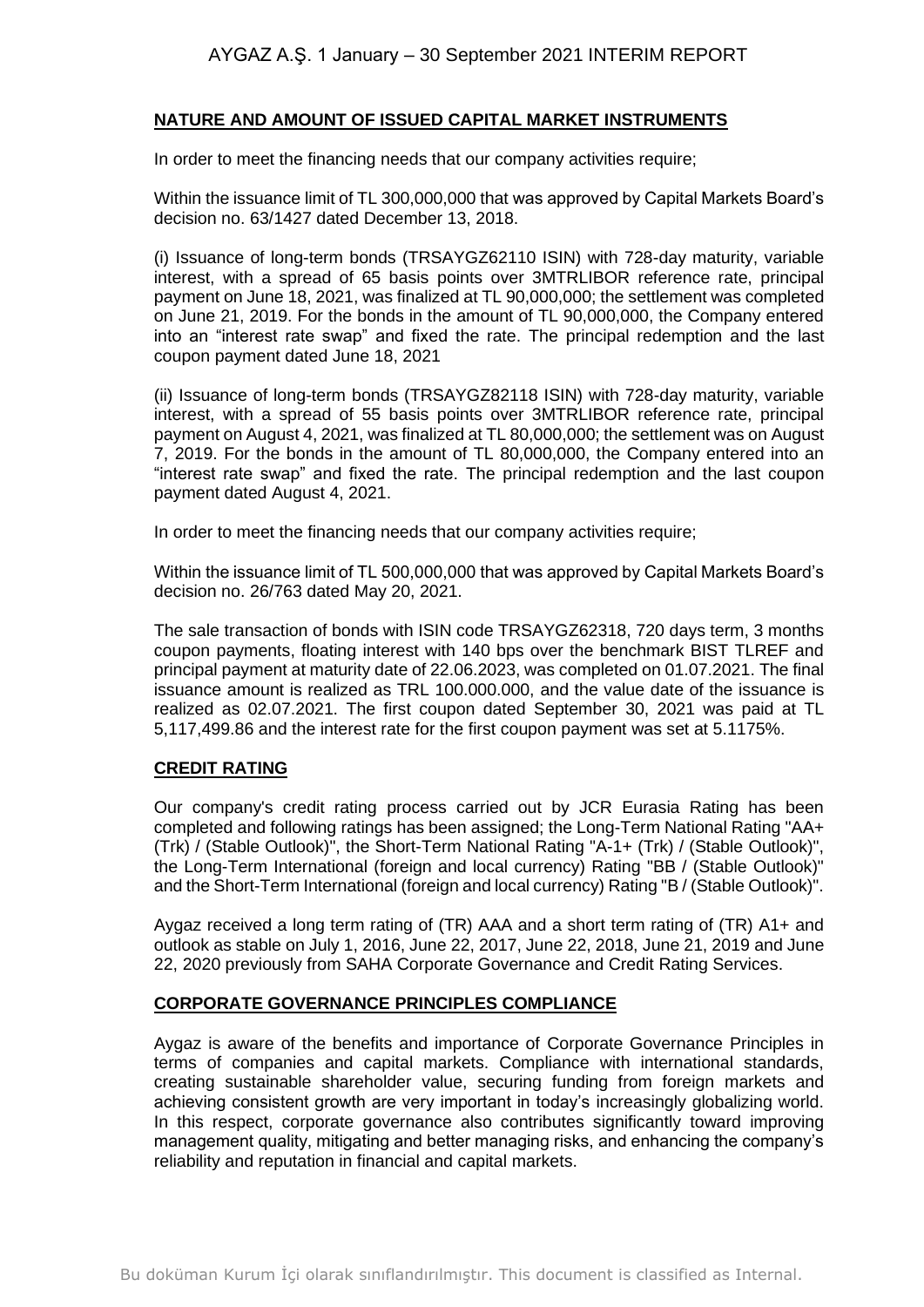## NATURE AND AMOUNT OF ISSUED CAPITAL MARKET INSTRUMENTS

In order to meet the financing needs that our company activities require;

Within the issuance limit of TL 300,000,000 that was approved by Capital Markets Board's decision no. 63/1427 dated December 13, 2018.

(i) Issuance of long-term bonds (TRSAYGZ62110 ISIN) with 728-day maturity, variable interest, with a spread of 65 basis points over 3MTRLIBOR reference rate, principal payment on June 18, 2021, was finalized at TL 90,000,000; the settlement was completed on June 21, 2019. For the bonds in the amount of TL 90,000,000, the Company entered into an "interest rate swap" and fixed the rate. The principal redemption and the last coupon payment dated June 18, 2021

(ii) Issuance of long-term bonds (TRSAYGZ82118 ISIN) with 728-day maturity, variable interest, with a spread of 55 basis points over 3MTRLIBOR reference rate, principal payment on August 4, 2021, was finalized at TL 80,000,000; the settlement was on August 7, 2019. For the bonds in the amount of TL 80,000,000, the Company entered into an "interest rate swap" and fixed the rate. The principal redemption and the last coupon payment dated August 4, 2021.

In order to meet the financing needs that our company activities require;

Within the issuance limit of TL 500,000,000 that was approved by Capital Markets Board's decision no. 26/763 dated May 20, 2021.

The sale transaction of bonds with ISIN code TRSAYGZ62318, 720 days term, 3 months coupon payments, floating interest with 140 bps over the benchmark BIST TLREF and principal payment at maturity date of 22.06.2023, was completed on 01.07.2021. The final issuance amount is realized as TRL 100.000.000, and the value date of the issuance is realized as 02.07.2021. The first coupon dated September 30, 2021 was paid at TL 5,117,499.86 and the interest rate for the first coupon payment was set at 5.1175%.

## CREDIT RATING

Our company's credit rating process carried out by JCR Eurasia Rating has been completed and following ratings has been assigned; the Long-Term National Rating "AA+ (Trk) / (Stable Outlook)", the Short-Term National Rating "A-1+ (Trk) / (Stable Outlook)", the Long-Term International (foreign and local currency) Rating "BB / (Stable Outlook)" and the Short-Term International (foreign and local currency) Rating "B / (Stable Outlook)".

Aygaz received a long term rating of (TR) AAA and a short term rating of (TR) A1+ and outlook as stable on July 1, 2016, June 22, 2017, June 22, 2018, June 21, 2019 and June 22, 2020 previously from SAHA Corporate Governance and Credit Rating Services.

## CORPORATE GOVERNANCE PRINCIPLES COMPLIANCE

Aygaz is aware of the benefits and importance of Corporate Governance Principles in terms of companies and capital markets. Compliance with international standards, creating sustainable shareholder value, securing funding from foreign markets and achieving consistent growth are very important in today's increasingly globalizing world. In this respect, corporate governance also contributes significantly toward improving management quality, mitigating and better managing risks, and enhancing the company's reliability and reputation in financial and capital markets.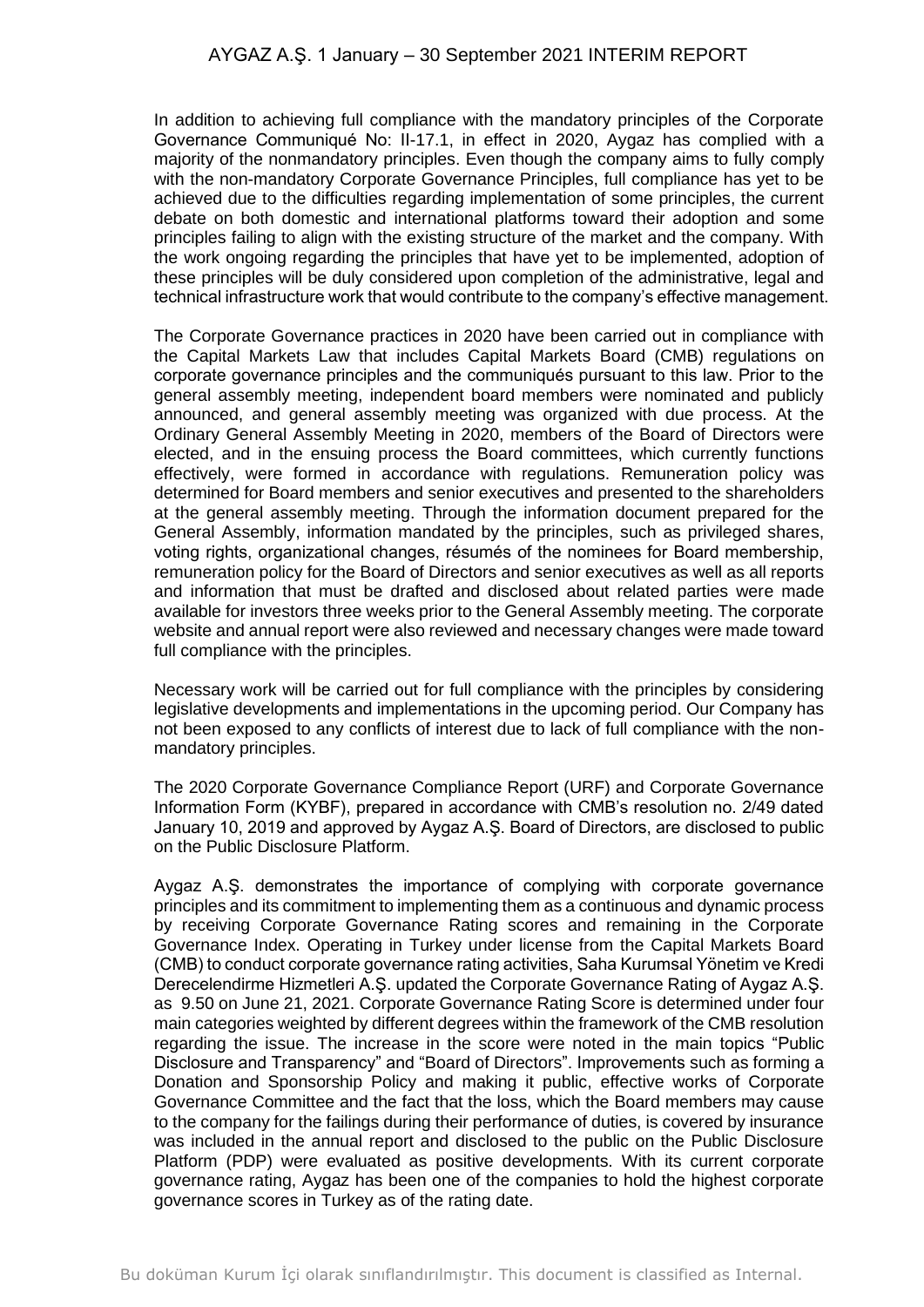In addition to achieving full compliance with the mandatory principles of the Corporate Governance Communiqué No: II-17.1, in effect in 2020, Aygaz has complied with a majority of the nonmandatory principles. Even though the company aims to fully comply with the non-mandatory Corporate Governance Principles, full compliance has yet to be achieved due to the difficulties regarding implementation of some principles, the current debate on both domestic and international platforms toward their adoption and some principles failing to align with the existing structure of the market and the company. With the work ongoing regarding the principles that have yet to be implemented, adoption of these principles will be duly considered upon completion of the administrative, legal and technical infrastructure work that would contribute to the company's effective management.

The Corporate Governance practices in 2020 have been carried out in compliance with the Capital Markets Law that includes Capital Markets Board (CMB) regulations on corporate governance principles and the communiqués pursuant to this law. Prior to the general assembly meeting, independent board members were nominated and publicly announced, and general assembly meeting was organized with due process. At the Ordinary General Assembly Meeting in 2020, members of the Board of Directors were elected, and in the ensuing process the Board committees, which currently functions effectively, were formed in accordance with regulations. Remuneration policy was determined for Board members and senior executives and presented to the shareholders at the general assembly meeting. Through the information document prepared for the General Assembly, information mandated by the principles, such as privileged shares, voting rights, organizational changes, résumés of the nominees for Board membership, remuneration policy for the Board of Directors and senior executives as well as all reports and information that must be drafted and disclosed about related parties were made available for investors three weeks prior to the General Assembly meeting. The corporate website and annual report were also reviewed and necessary changes were made toward full compliance with the principles.

Necessary work will be carried out for full compliance with the principles by considering legislative developments and implementations in the upcoming period. Our Company has not been exposed to any conflicts of interest due to lack of full compliance with the non-mandatory principles.

The 2020 Corporate Governance Compliance Report (URF) and Corporate Governance Information Form (KYBF), prepared in accordance with CMB's resolution no. 2/49 dated January 10, 2019 and approved by Aygaz A.Ş. Board of Directors, are disclosed to public on the Public Disclosure Platform.

Aygaz A.Ş. demonstrates the importance of complying with corporate governance principles and its commitment to implementing them as a continuous and dynamic process by receiving Corporate Governance Rating scores and remaining in the Corporate Governance Index. Operating in Turkey under license from the Capital Markets Board (CMB) to conduct corporate governance rating activities, Saha Kurumsal Yönetim ve Kredi Derecelendirme Hizmetleri A.Ş. updated the Corporate Governance Rating of Aygaz A.Ş. as 9.50 on June 21, 2021. Corporate Governance Rating Score is determined under four main categories weighted by different degrees within the framework of the CMB resolution regarding the issue. The increase in the score were noted in the main topics "Public Disclosure and Transparency" and "Board of Directors". Improvements such as forming a Donation and Sponsorship Policy and making it public, effective works of Corporate Governance Committee and the fact that the loss, which the Board members may cause to the company for the failings during their performance of duties, is covered by insurance was included in the annual report and disclosed to the public on the Public Disclosure Platform (PDP) were evaluated as positive developments. With its current corporate governance rating, Aygaz has been one of the companies to hold the highest corporate governance scores in Turkey as of the rating date.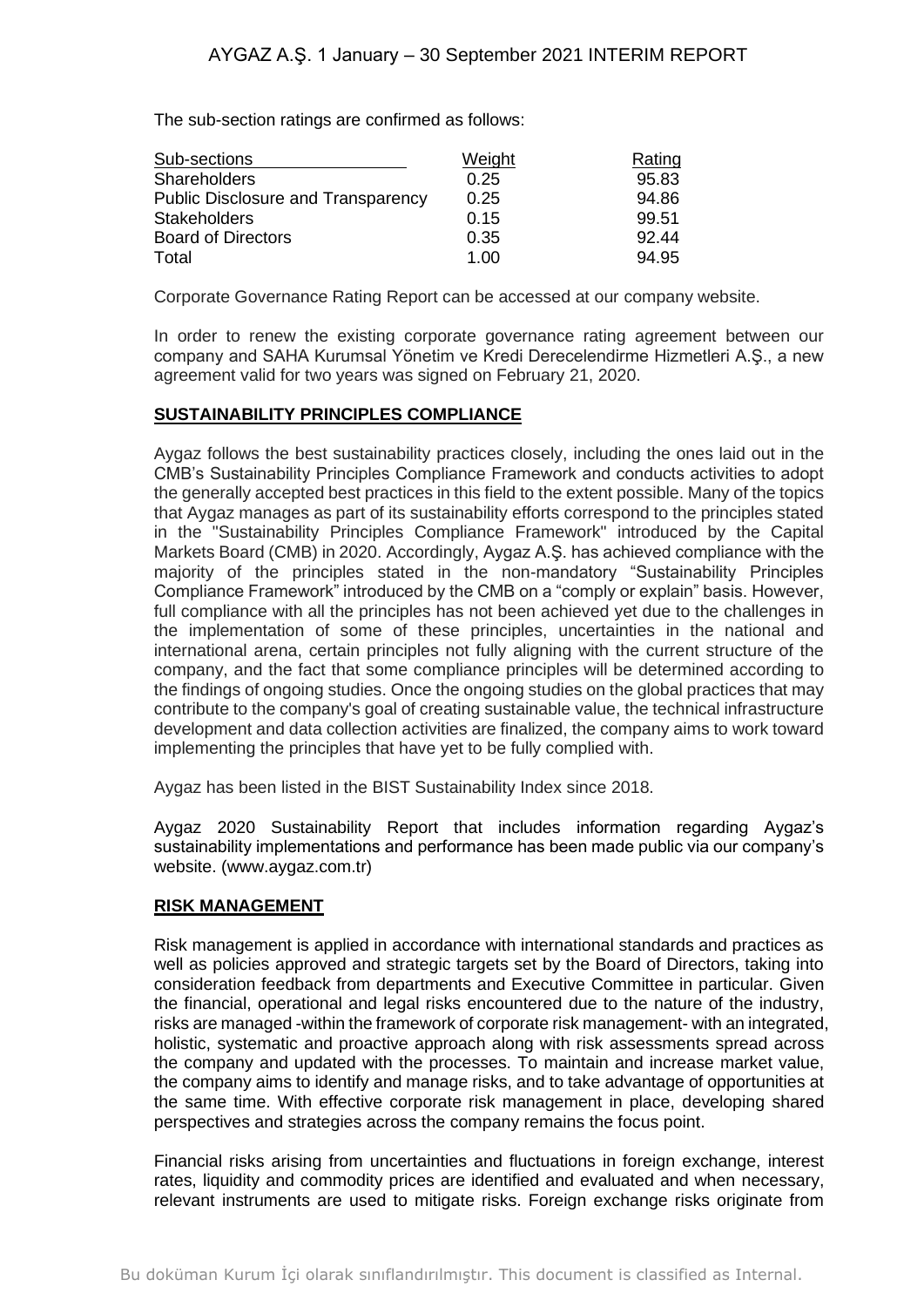The sub-section ratings are confirmed as follows:

| Sub-sections | Weight | Rating |
| --- | --- | --- |
| Shareholders | 0.25 | 95.83 |
| Public Disclosure and Transparency | 0.25 | 94.86 |
| Stakeholders | 0.15 | 99.51 |
| Board of Directors | 0.35 | 92.44 |
| Total | 1.00 | 94.95 |

Corporate Governance Rating Report can be accessed at our company website.

In order to renew the existing corporate governance rating agreement between our company and SAHA Kurumsal Yönetim ve Kredi Derecelendirme Hizmetleri A.Ş., a new agreement valid for two years was signed on February 21, 2020.

## SUSTAINABILITY PRINCIPLES COMPLIANCE

Aygaz follows the best sustainability practices closely, including the ones laid out in the CMB's Sustainability Principles Compliance Framework and conducts activities to adopt the generally accepted best practices in this field to the extent possible. Many of the topics that Aygaz manages as part of its sustainability efforts correspond to the principles stated in the "Sustainability Principles Compliance Framework" introduced by the Capital Markets Board (CMB) in 2020. Accordingly, Aygaz A.Ş. has achieved compliance with the majority of the principles stated in the non-mandatory "Sustainability Principles Compliance Framework" introduced by the CMB on a "comply or explain" basis. However, full compliance with all the principles has not been achieved yet due to the challenges in the implementation of some of these principles, uncertainties in the national and international arena, certain principles not fully aligning with the current structure of the company, and the fact that some compliance principles will be determined according to the findings of ongoing studies. Once the ongoing studies on the global practices that may contribute to the company's goal of creating sustainable value, the technical infrastructure development and data collection activities are finalized, the company aims to work toward implementing the principles that have yet to be fully complied with.

Aygaz has been listed in the BIST Sustainability Index since 2018.

Aygaz 2020 Sustainability Report that includes information regarding Aygaz's sustainability implementations and performance has been made public via our company's website. (www.aygaz.com.tr)

## RISK MANAGEMENT

Risk management is applied in accordance with international standards and practices as well as policies approved and strategic targets set by the Board of Directors, taking into consideration feedback from departments and Executive Committee in particular. Given the financial, operational and legal risks encountered due to the nature of the industry, risks are managed -within the framework of corporate risk management- with an integrated, holistic, systematic and proactive approach along with risk assessments spread across the company and updated with the processes. To maintain and increase market value, the company aims to identify and manage risks, and to take advantage of opportunities at the same time. With effective corporate risk management in place, developing shared perspectives and strategies across the company remains the focus point.

Financial risks arising from uncertainties and fluctuations in foreign exchange, interest rates, liquidity and commodity prices are identified and evaluated and when necessary, relevant instruments are used to mitigate risks. Foreign exchange risks originate from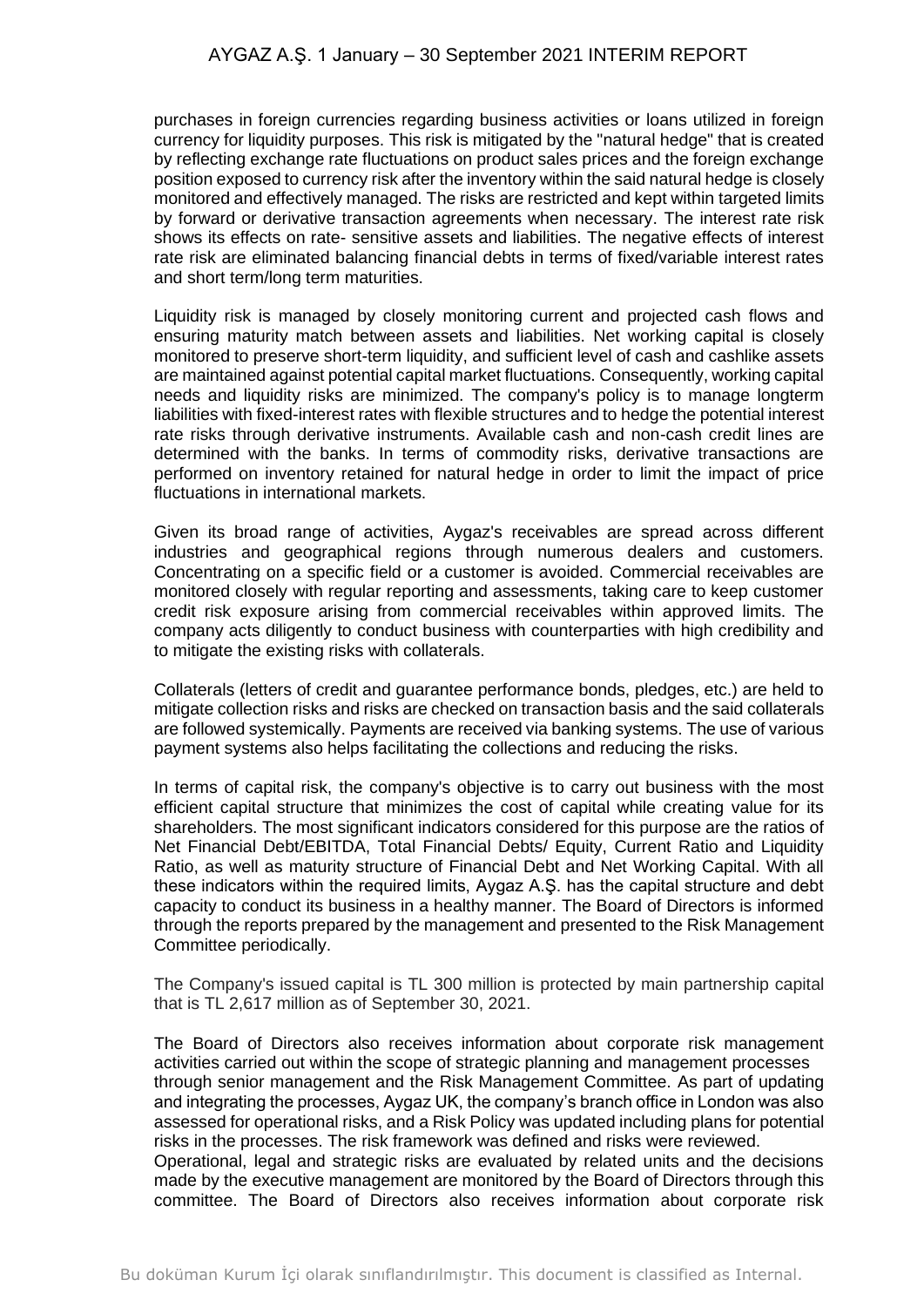purchases in foreign currencies regarding business activities or loans utilized in foreign currency for liquidity purposes. This risk is mitigated by the "natural hedge" that is created by reflecting exchange rate fluctuations on product sales prices and the foreign exchange position exposed to currency risk after the inventory within the said natural hedge is closely monitored and effectively managed. The risks are restricted and kept within targeted limits by forward or derivative transaction agreements when necessary. The interest rate risk shows its effects on rate- sensitive assets and liabilities. The negative effects of interest rate risk are eliminated balancing financial debts in terms of fixed/variable interest rates and short term/long term maturities.

Liquidity risk is managed by closely monitoring current and projected cash flows and ensuring maturity match between assets and liabilities. Net working capital is closely monitored to preserve short-term liquidity, and sufficient level of cash and cashlike assets are maintained against potential capital market fluctuations. Consequently, working capital needs and liquidity risks are minimized. The company's policy is to manage longterm liabilities with fixed-interest rates with flexible structures and to hedge the potential interest rate risks through derivative instruments. Available cash and non-cash credit lines are determined with the banks. In terms of commodity risks, derivative transactions are performed on inventory retained for natural hedge in order to limit the impact of price fluctuations in international markets.

Given its broad range of activities, Aygaz's receivables are spread across different industries and geographical regions through numerous dealers and customers. Concentrating on a specific field or a customer is avoided. Commercial receivables are monitored closely with regular reporting and assessments, taking care to keep customer credit risk exposure arising from commercial receivables within approved limits. The company acts diligently to conduct business with counterparties with high credibility and to mitigate the existing risks with collaterals.

Collaterals (letters of credit and guarantee performance bonds, pledges, etc.) are held to mitigate collection risks and risks are checked on transaction basis and the said collaterals are followed systemically. Payments are received via banking systems. The use of various payment systems also helps facilitating the collections and reducing the risks.

In terms of capital risk, the company's objective is to carry out business with the most efficient capital structure that minimizes the cost of capital while creating value for its shareholders. The most significant indicators considered for this purpose are the ratios of Net Financial Debt/EBITDA, Total Financial Debts/ Equity, Current Ratio and Liquidity Ratio, as well as maturity structure of Financial Debt and Net Working Capital. With all these indicators within the required limits, Aygaz A.Ş. has the capital structure and debt capacity to conduct its business in a healthy manner. The Board of Directors is informed through the reports prepared by the management and presented to the Risk Management Committee periodically.

The Company's issued capital is TL 300 million is protected by main partnership capital that is TL 2,617 million as of September 30, 2021.

The Board of Directors also receives information about corporate risk management activities carried out within the scope of strategic planning and management processes through senior management and the Risk Management Committee. As part of updating and integrating the processes, Aygaz UK, the company's branch office in London was also assessed for operational risks, and a Risk Policy was updated including plans for potential risks in the processes. The risk framework was defined and risks were reviewed.
Operational, legal and strategic risks are evaluated by related units and the decisions made by the executive management are monitored by the Board of Directors through this committee. The Board of Directors also receives information about corporate risk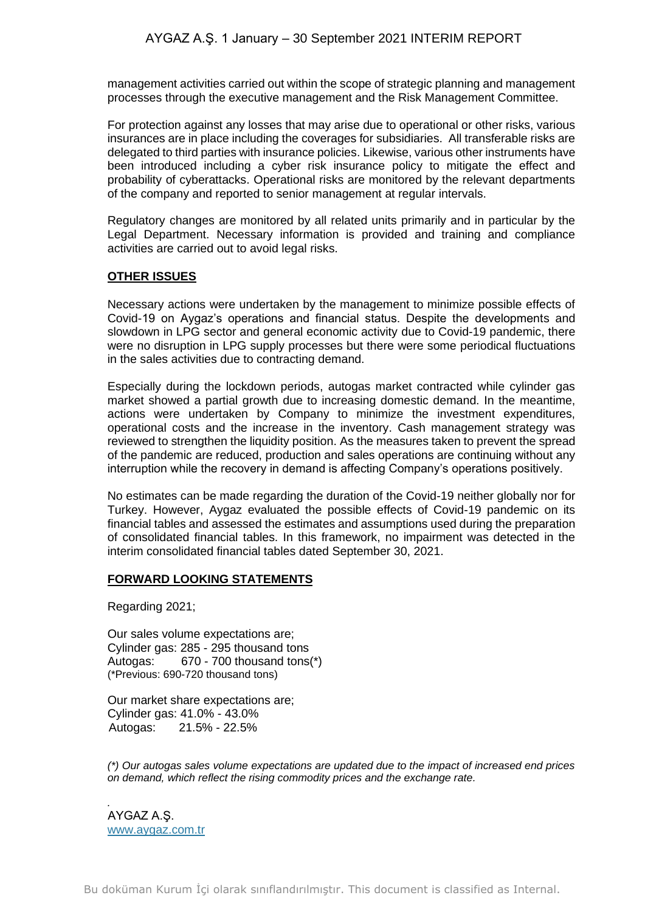management activities carried out within the scope of strategic planning and management processes through the executive management and the Risk Management Committee.

For protection against any losses that may arise due to operational or other risks, various insurances are in place including the coverages for subsidiaries. All transferable risks are delegated to third parties with insurance policies. Likewise, various other instruments have been introduced including a cyber risk insurance policy to mitigate the effect and probability of cyberattacks. Operational risks are monitored by the relevant departments of the company and reported to senior management at regular intervals.

Regulatory changes are monitored by all related units primarily and in particular by the Legal Department. Necessary information is provided and training and compliance activities are carried out to avoid legal risks.

## OTHER ISSUES

Necessary actions were undertaken by the management to minimize possible effects of Covid-19 on Aygaz's operations and financial status. Despite the developments and slowdown in LPG sector and general economic activity due to Covid-19 pandemic, there were no disruption in LPG supply processes but there were some periodical fluctuations in the sales activities due to contracting demand.

Especially during the lockdown periods, autogas market contracted while cylinder gas market showed a partial growth due to increasing domestic demand. In the meantime, actions were undertaken by Company to minimize the investment expenditures, operational costs and the increase in the inventory. Cash management strategy was reviewed to strengthen the liquidity position. As the measures taken to prevent the spread of the pandemic are reduced, production and sales operations are continuing without any interruption while the recovery in demand is affecting Company's operations positively.

No estimates can be made regarding the duration of the Covid-19 neither globally nor for Turkey. However, Aygaz evaluated the possible effects of Covid-19 pandemic on its financial tables and assessed the estimates and assumptions used during the preparation of consolidated financial tables. In this framework, no impairment was detected in the interim consolidated financial tables dated September 30, 2021.

## FORWARD LOOKING STATEMENTS

Regarding 2021;

Our sales volume expectations are;
Cylinder gas: 285 - 295 thousand tons
Autogas: 670 - 700 thousand tons(*)
(*Previous: 690-720 thousand tons)

Our market share expectations are;
Cylinder gas: 41.0% - 43.0%
Autogas: 21.5% - 22.5%

*(\*) Our autogas sales volume expectations are updated due to the impact of increased end prices on demand, which reflect the rising commodity prices and the exchange rate.*

AYGAZ A.Ş.
www.aygaz.com.tr